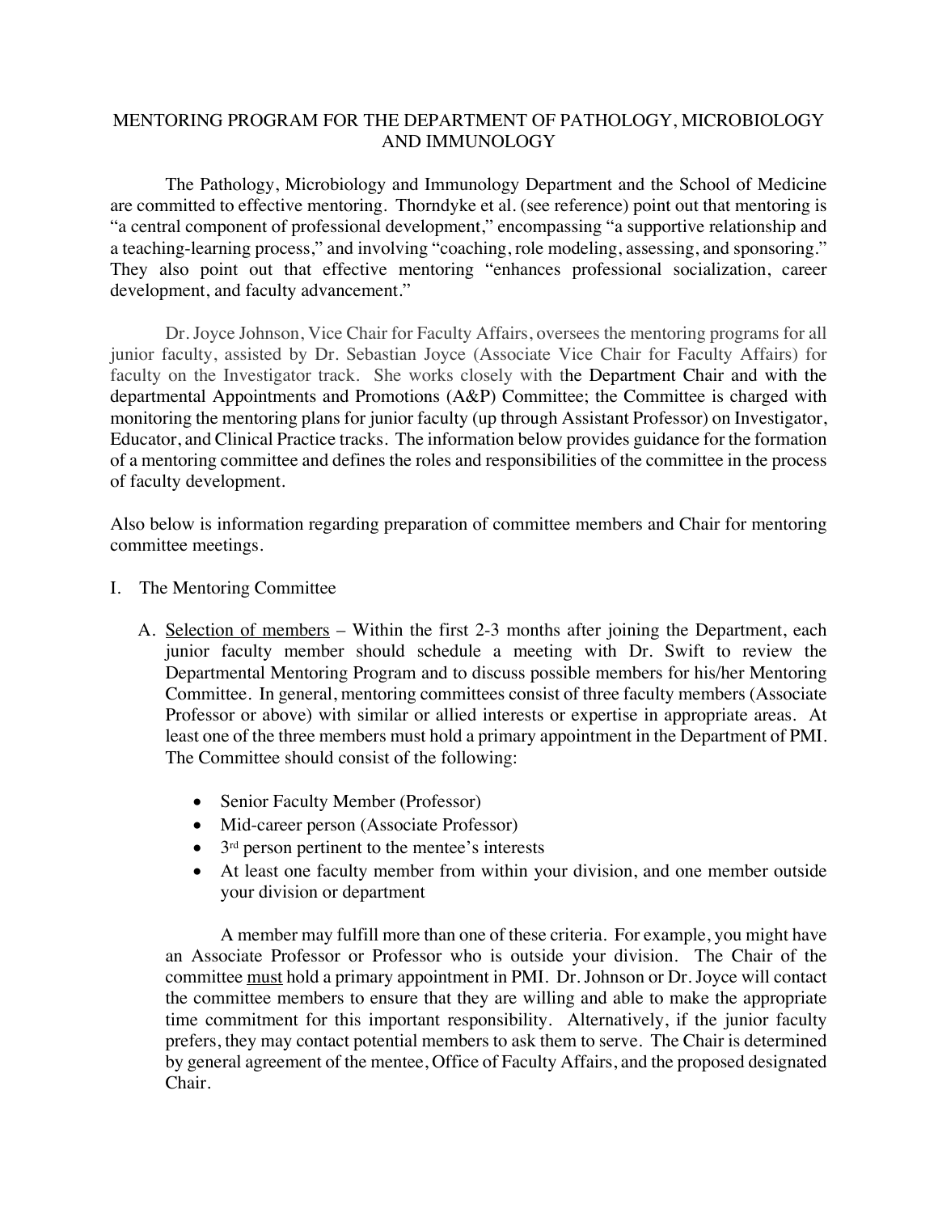# MENTORING PROGRAM FOR THE DEPARTMENT OF PATHOLOGY, MICROBIOLOGY AND IMMUNOLOGY

The Pathology, Microbiology and Immunology Department and the School of Medicine are committed to effective mentoring. Thorndyke et al. (see reference) point out that mentoring is "a central component of professional development," encompassing "a supportive relationship and a teaching-learning process," and involving "coaching, role modeling, assessing, and sponsoring." They also point out that effective mentoring "enhances professional socialization, career development, and faculty advancement."

Dr. Joyce Johnson, Vice Chair for Faculty Affairs, oversees the mentoring programs for all junior faculty, assisted by Dr. Sebastian Joyce (Associate Vice Chair for Faculty Affairs) for faculty on the Investigator track. She works closely with the Department Chair and with the departmental Appointments and Promotions (A&P) Committee; the Committee is charged with monitoring the mentoring plans for junior faculty (up through Assistant Professor) on Investigator, Educator, and Clinical Practice tracks. The information below provides guidance for the formation of a mentoring committee and defines the roles and responsibilities of the committee in the process of faculty development.

Also below is information regarding preparation of committee members and Chair for mentoring committee meetings.

## I. The Mentoring Committee

A. Selection of members – Within the first 2-3 months after joining the Department, each junior faculty member should schedule a meeting with Dr. Swift to review the Departmental Mentoring Program and to discuss possible members for his/her Mentoring Committee. In general, mentoring committees consist of three faculty members (Associate Professor or above) with similar or allied interests or expertise in appropriate areas. At least one of the three members must hold a primary appointment in the Department of PMI. The Committee should consist of the following:

- Senior Faculty Member (Professor)
- Mid-career person (Associate Professor)
- 3rd person pertinent to the mentee's interests
- At least one faculty member from within your division, and one member outside your division or department

A member may fulfill more than one of these criteria. For example, you might have an Associate Professor or Professor who is outside your division. The Chair of the committee must hold a primary appointment in PMI. Dr. Johnson or Dr. Joyce will contact the committee members to ensure that they are willing and able to make the appropriate time commitment for this important responsibility. Alternatively, if the junior faculty prefers, they may contact potential members to ask them to serve. The Chair is determined by general agreement of the mentee, Office of Faculty Affairs, and the proposed designated Chair.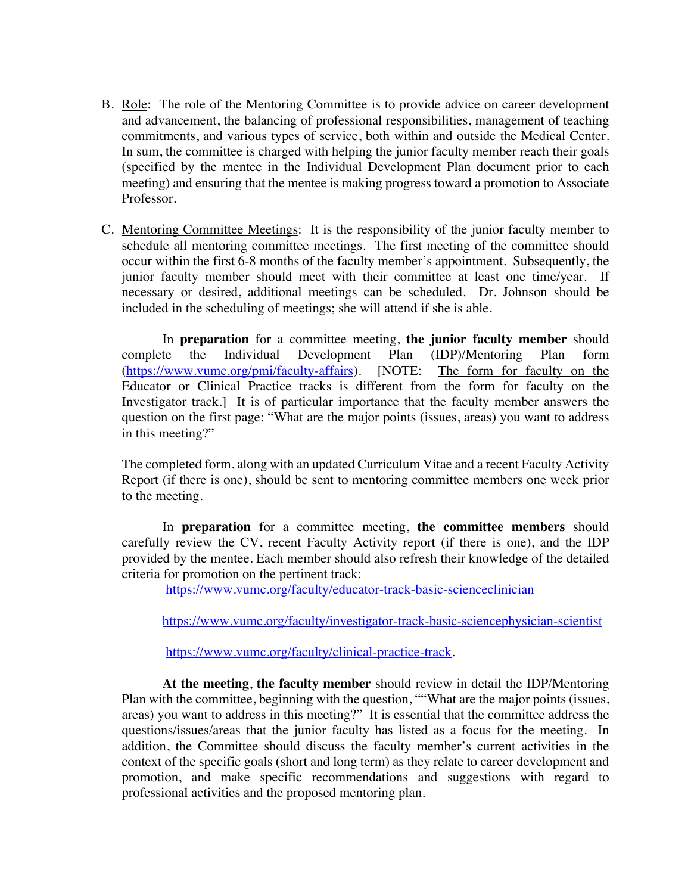B. <u>Role</u>: The role of the Mentoring Committee is to provide advice on career development and advancement, the balancing of professional responsibilities, management of teaching commitments, and various types of service, both within and outside the Medical Center. In sum, the committee is charged with helping the junior faculty member reach their goals (specified by the mentee in the Individual Development Plan document prior to each meeting) and ensuring that the mentee is making progress toward a promotion to Associate Professor.

C. <u>Mentoring Committee Meetings</u>: It is the responsibility of the junior faculty member to schedule all mentoring committee meetings. The first meeting of the committee should occur within the first 6-8 months of the faculty member's appointment. Subsequently, the junior faculty member should meet with their committee at least one time/year. If necessary or desired, additional meetings can be scheduled. Dr. Johnson should be included in the scheduling of meetings; she will attend if she is able.

   In **preparation** for a committee meeting, **the junior faculty member** should complete the Individual Development Plan (IDP)/Mentoring Plan form ([https://www.vumc.org/pmi/faculty-affairs](https://www.vumc.org/pmi/faculty-affairs)). [NOTE: <u>The form for faculty on the Educator or Clinical Practice tracks is different from the form for faculty on the Investigator track</u>.] It is of particular importance that the faculty member answers the question on the first page: "What are the major points (issues, areas) you want to address in this meeting?"

   The completed form, along with an updated Curriculum Vitae and a recent Faculty Activity Report (if there is one), should be sent to mentoring committee members one week prior to the meeting.

   In **preparation** for a committee meeting, **the committee members** should carefully review the CV, recent Faculty Activity report (if there is one), and the IDP provided by the mentee. Each member should also refresh their knowledge of the detailed criteria for promotion on the pertinent track:

   [https://www.vumc.org/faculty/educator-track-basic-scienceclinician](https://www.vumc.org/faculty/educator-track-basic-scienceclinician)

   [https://www.vumc.org/faculty/investigator-track-basic-sciencephysician-scientist](https://www.vumc.org/faculty/investigator-track-basic-sciencephysician-scientist)

   [https://www.vumc.org/faculty/clinical-practice-track](https://www.vumc.org/faculty/clinical-practice-track).

   **At the meeting**, **the faculty member** should review in detail the IDP/Mentoring Plan with the committee, beginning with the question, ""What are the major points (issues, areas) you want to address in this meeting?" It is essential that the committee address the questions/issues/areas that the junior faculty has listed as a focus for the meeting. In addition, the Committee should discuss the faculty member's current activities in the context of the specific goals (short and long term) as they relate to career development and promotion, and make specific recommendations and suggestions with regard to professional activities and the proposed mentoring plan.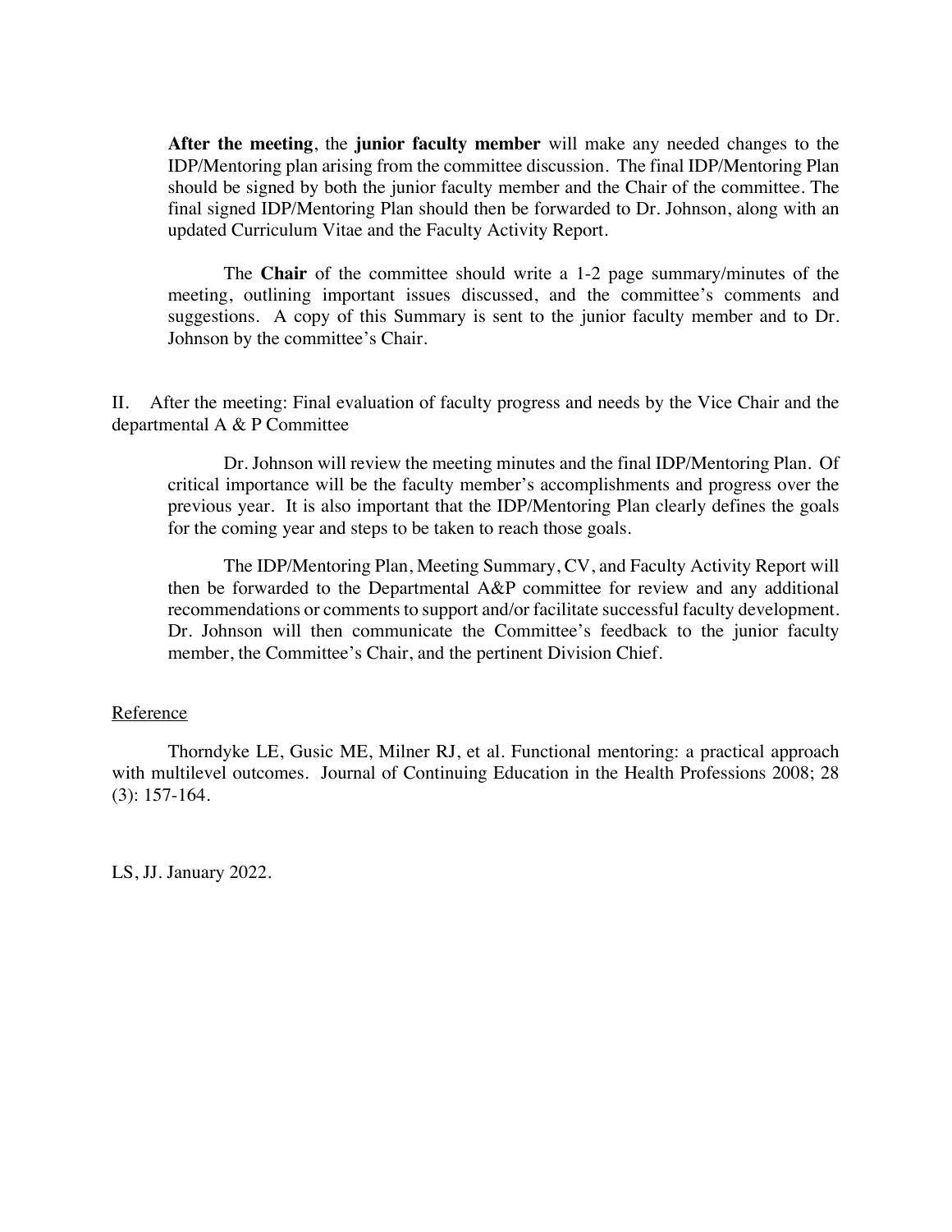**After the meeting**, the **junior faculty member** will make any needed changes to the IDP/Mentoring plan arising from the committee discussion. The final IDP/Mentoring Plan should be signed by both the junior faculty member and the Chair of the committee. The final signed IDP/Mentoring Plan should then be forwarded to Dr. Johnson, along with an updated Curriculum Vitae and the Faculty Activity Report.

The **Chair** of the committee should write a 1-2 page summary/minutes of the meeting, outlining important issues discussed, and the committee's comments and suggestions. A copy of this Summary is sent to the junior faculty member and to Dr. Johnson by the committee's Chair.

II. After the meeting: Final evaluation of faculty progress and needs by the Vice Chair and the departmental A & P Committee

Dr. Johnson will review the meeting minutes and the final IDP/Mentoring Plan. Of critical importance will be the faculty member's accomplishments and progress over the previous year. It is also important that the IDP/Mentoring Plan clearly defines the goals for the coming year and steps to be taken to reach those goals.

The IDP/Mentoring Plan, Meeting Summary, CV, and Faculty Activity Report will then be forwarded to the Departmental A&P committee for review and any additional recommendations or comments to support and/or facilitate successful faculty development. Dr. Johnson will then communicate the Committee's feedback to the junior faculty member, the Committee's Chair, and the pertinent Division Chief.

Reference

Thorndyke LE, Gusic ME, Milner RJ, et al. Functional mentoring: a practical approach with multilevel outcomes. Journal of Continuing Education in the Health Professions 2008; 28 (3): 157-164.

LS, JJ. January 2022.